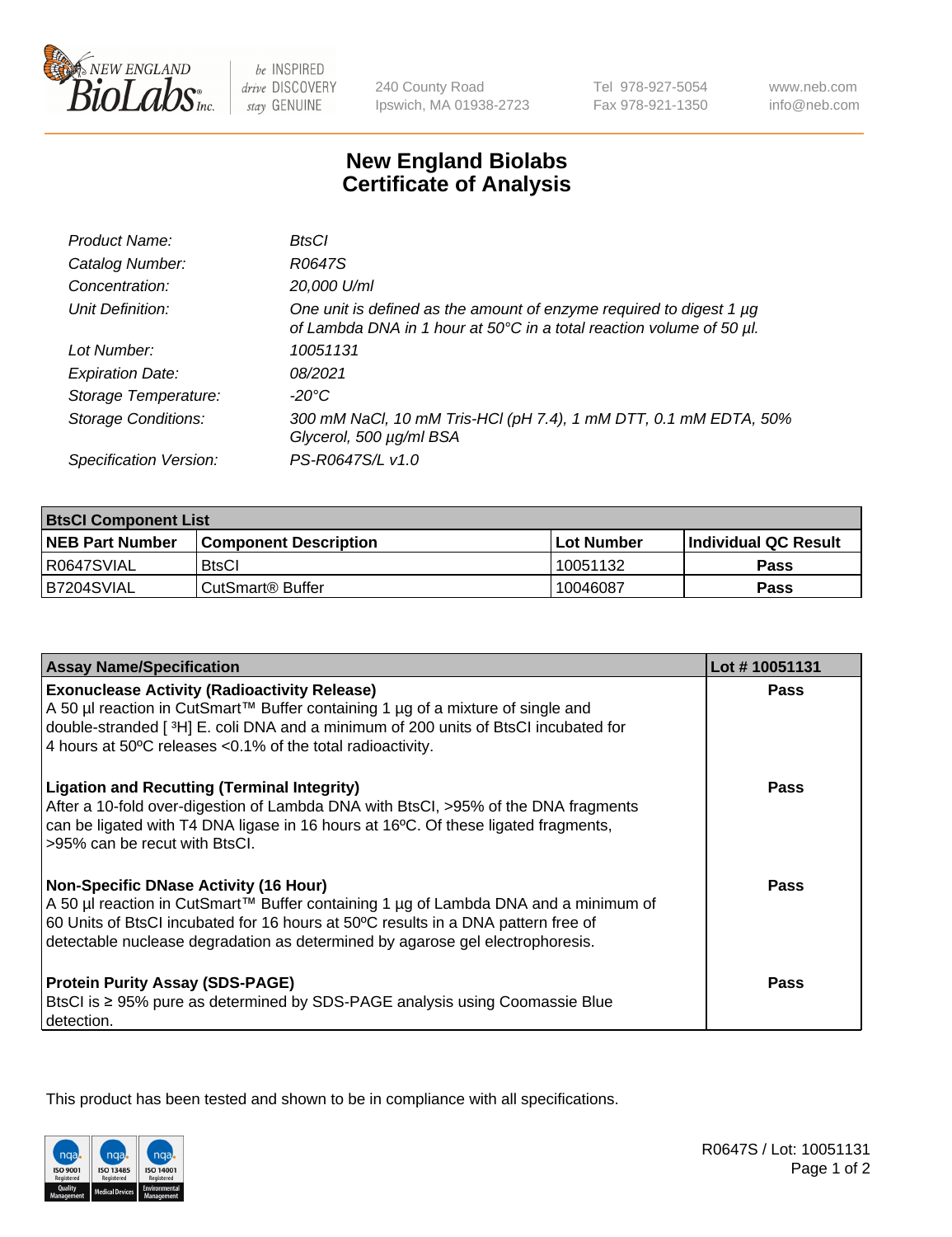# New England Biolabs Certificate of Analysis

| | |
|---|---|
| *Product Name:* | *BtsCI* |
| *Catalog Number:* | *R0647S* |
| *Concentration:* | *20,000 U/ml* |
| *Unit Definition:* | *One unit is defined as the amount of enzyme required to digest 1 µg of Lambda DNA in 1 hour at 50°C in a total reaction volume of 50 µl.* |
| *Lot Number:* | *10051131* |
| *Expiration Date:* | *08/2021* |
| *Storage Temperature:* | *-20°C* |
| *Storage Conditions:* | *300 mM NaCl, 10 mM Tris-HCl (pH 7.4), 1 mM DTT, 0.1 mM EDTA, 50% Glycerol, 500 µg/ml BSA* |
| *Specification Version:* | *PS-R0647S/L v1.0* |

| BtsCI Component List | | | |
|---|---|---|---|
| **NEB Part Number** | **Component Description** | **Lot Number** | **Individual QC Result** |
| R0647SVIAL | BtsCI | 10051132 | **Pass** |
| B7204SVIAL | CutSmart® Buffer | 10046087 | **Pass** |

| Assay Name/Specification | Lot # 10051131 |
|---|---|
| **Exonuclease Activity (Radioactivity Release)**<br>A 50 µl reaction in CutSmart™ Buffer containing 1 µg of a mixture of single and double-stranded [ $^3$H] E. coli DNA and a minimum of 200 units of BtsCI incubated for 4 hours at 50ºC releases <0.1% of the total radioactivity. | **Pass** |
| **Ligation and Recutting (Terminal Integrity)**<br>After a 10-fold over-digestion of Lambda DNA with BtsCI, >95% of the DNA fragments can be ligated with T4 DNA ligase in 16 hours at 16ºC. Of these ligated fragments, >95% can be recut with BtsCI. | **Pass** |
| **Non-Specific DNase Activity (16 Hour)**<br>A 50 µl reaction in CutSmart™ Buffer containing 1 µg of Lambda DNA and a minimum of 60 Units of BtsCI incubated for 16 hours at 50ºC results in a DNA pattern free of detectable nuclease degradation as determined by agarose gel electrophoresis. | **Pass** |
| **Protein Purity Assay (SDS-PAGE)**<br>BtsCI is ≥ 95% pure as determined by SDS-PAGE analysis using Coomassie Blue detection. | **Pass** |

This product has been tested and shown to be in compliance with all specifications.

R0647S / Lot: 10051131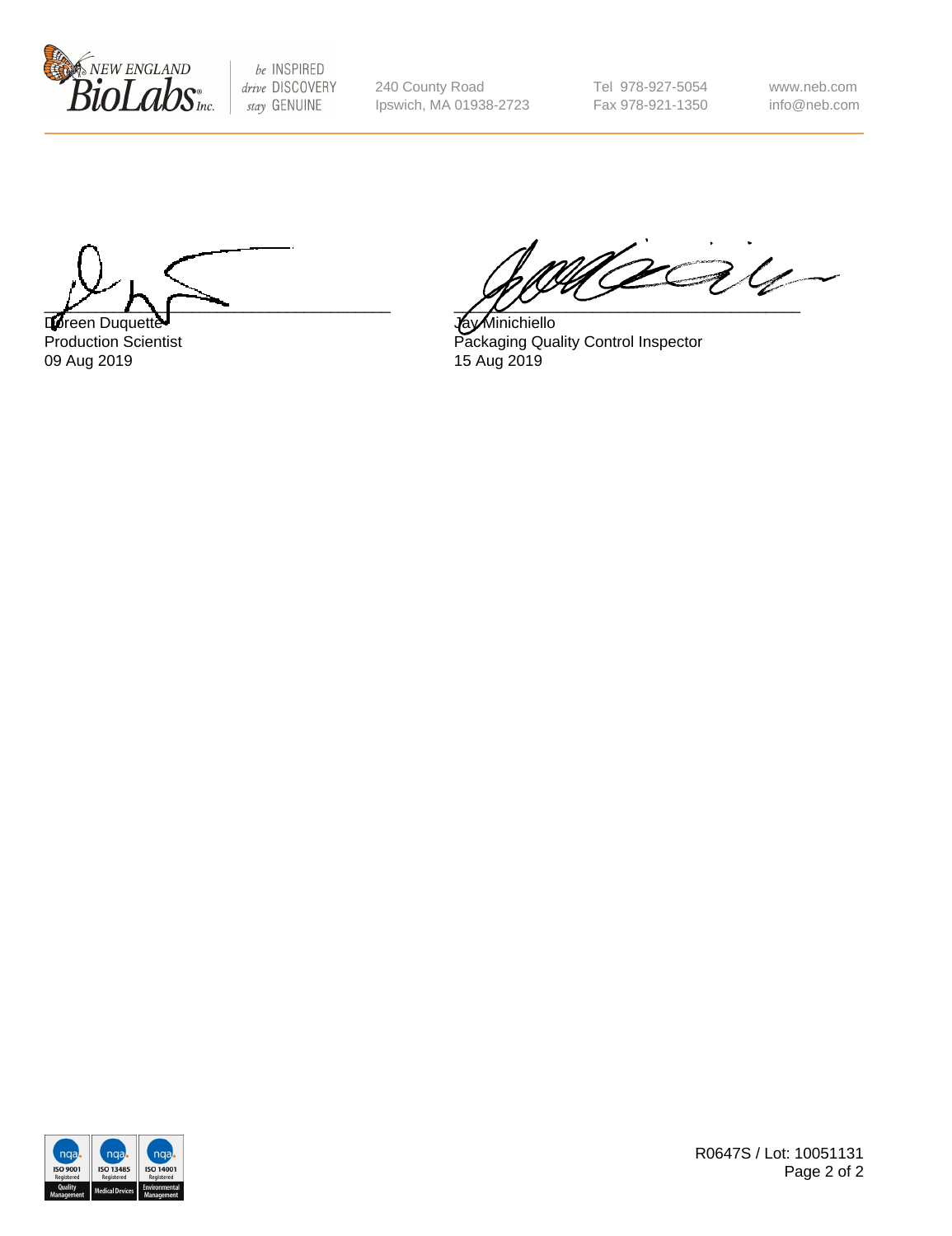Doreen Duquette
Production Scientist
09 Aug 2019

Jay Minichiello
Packaging Quality Control Inspector
15 Aug 2019

R0647S / Lot: 10051131